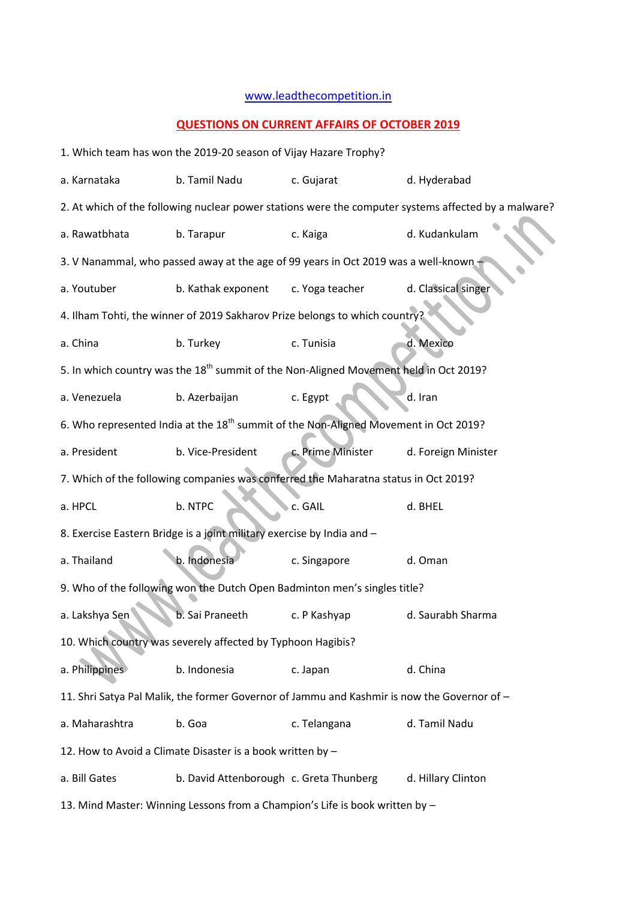www.leadthecompetition.in

## QUESTIONS ON CURRENT AFFAIRS OF OCTOBER 2019

1. Which team has won the 2019-20 season of Vijay Hazare Trophy?

a. Karnataka b. Tamil Nadu c. Gujarat d. Hyderabad

2. At which of the following nuclear power stations were the computer systems affected by a malware?

a. Rawatbhata b. Tarapur c. Kaiga d. Kudankulam

3. V Nanammal, who passed away at the age of 99 years in Oct 2019 was a well-known –

a. Youtuber b. Kathak exponent c. Yoga teacher d. Classical singer

4. Ilham Tohti, the winner of 2019 Sakharov Prize belongs to which country?

a. China b. Turkey c. Tunisia d. Mexico

5. In which country was the 18th summit of the Non-Aligned Movement held in Oct 2019?

a. Venezuela b. Azerbaijan c. Egypt d. Iran

6. Who represented India at the 18th summit of the Non-Aligned Movement in Oct 2019?

a. President b. Vice-President c. Prime Minister d. Foreign Minister

7. Which of the following companies was conferred the Maharatna status in Oct 2019?

a. HPCL b. NTPC c. GAIL d. BHEL

8. Exercise Eastern Bridge is a joint military exercise by India and –

a. Thailand b. Indonesia c. Singapore d. Oman

9. Who of the following won the Dutch Open Badminton men's singles title?

a. Lakshya Sen b. Sai Praneeth c. P Kashyap d. Saurabh Sharma

10. Which country was severely affected by Typhoon Hagibis?

a. Philippines b. Indonesia c. Japan d. China

11. Shri Satya Pal Malik, the former Governor of Jammu and Kashmir is now the Governor of –

a. Maharashtra b. Goa c. Telangana d. Tamil Nadu

12. How to Avoid a Climate Disaster is a book written by –

a. Bill Gates b. David Attenborough c. Greta Thunberg d. Hillary Clinton

13. Mind Master: Winning Lessons from a Champion's Life is book written by –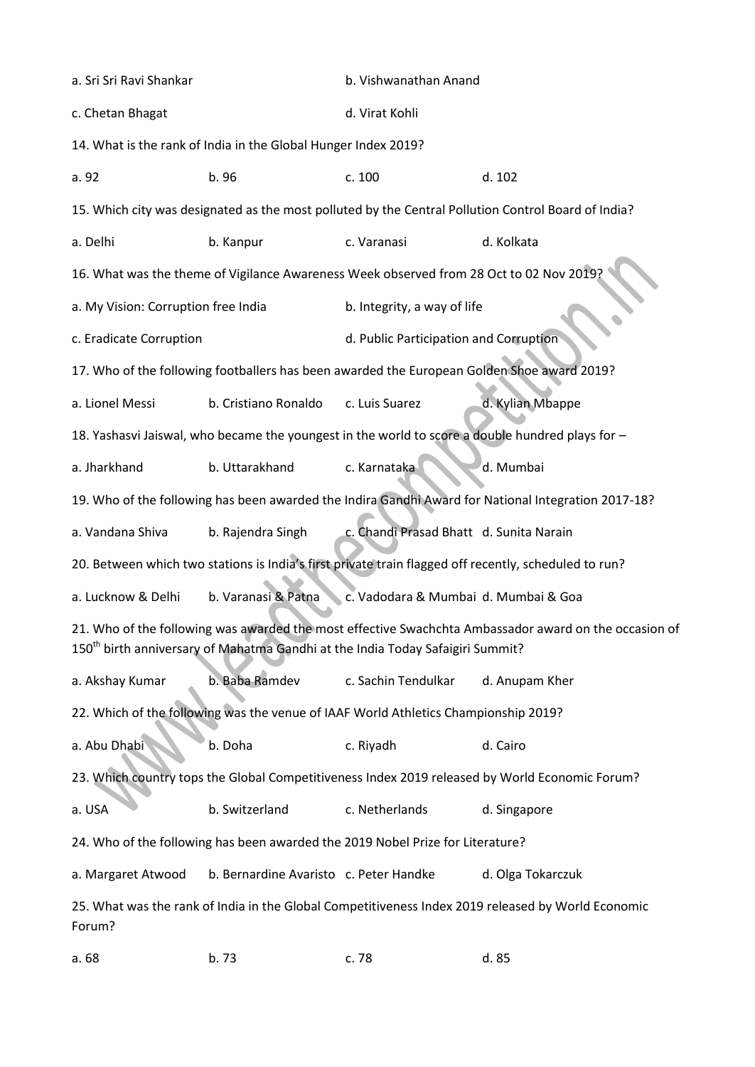a. Sri Sri Ravi Shankar b. Vishwanathan Anand

c. Chetan Bhagat d. Virat Kohli

14. What is the rank of India in the Global Hunger Index 2019?

a. 92 b. 96 c. 100 d. 102

15. Which city was designated as the most polluted by the Central Pollution Control Board of India?

a. Delhi b. Kanpur c. Varanasi d. Kolkata

16. What was the theme of Vigilance Awareness Week observed from 28 Oct to 02 Nov 2019?

a. My Vision: Corruption free India b. Integrity, a way of life

c. Eradicate Corruption d. Public Participation and Corruption

17. Who of the following footballers has been awarded the European Golden Shoe award 2019?

a. Lionel Messi b. Cristiano Ronaldo c. Luis Suarez d. Kylian Mbappe

18. Yashasvi Jaiswal, who became the youngest in the world to score a double hundred plays for –

a. Jharkhand b. Uttarakhand c. Karnataka d. Mumbai

19. Who of the following has been awarded the Indira Gandhi Award for National Integration 2017-18?

a. Vandana Shiva b. Rajendra Singh c. Chandi Prasad Bhatt d. Sunita Narain

20. Between which two stations is India's first private train flagged off recently, scheduled to run?

a. Lucknow & Delhi b. Varanasi & Patna c. Vadodara & Mumbai d. Mumbai & Goa

21. Who of the following was awarded the most effective Swachchta Ambassador award on the occasion of 150th birth anniversary of Mahatma Gandhi at the India Today Safaigiri Summit?

a. Akshay Kumar b. Baba Ramdev c. Sachin Tendulkar d. Anupam Kher

22. Which of the following was the venue of IAAF World Athletics Championship 2019?

a. Abu Dhabi b. Doha c. Riyadh d. Cairo

23. Which country tops the Global Competitiveness Index 2019 released by World Economic Forum?

a. USA b. Switzerland c. Netherlands d. Singapore

24. Who of the following has been awarded the 2019 Nobel Prize for Literature?

a. Margaret Atwood b. Bernardine Avaristo c. Peter Handke d. Olga Tokarczuk

25. What was the rank of India in the Global Competitiveness Index 2019 released by World Economic Forum?

a. 68 b. 73 c. 78 d. 85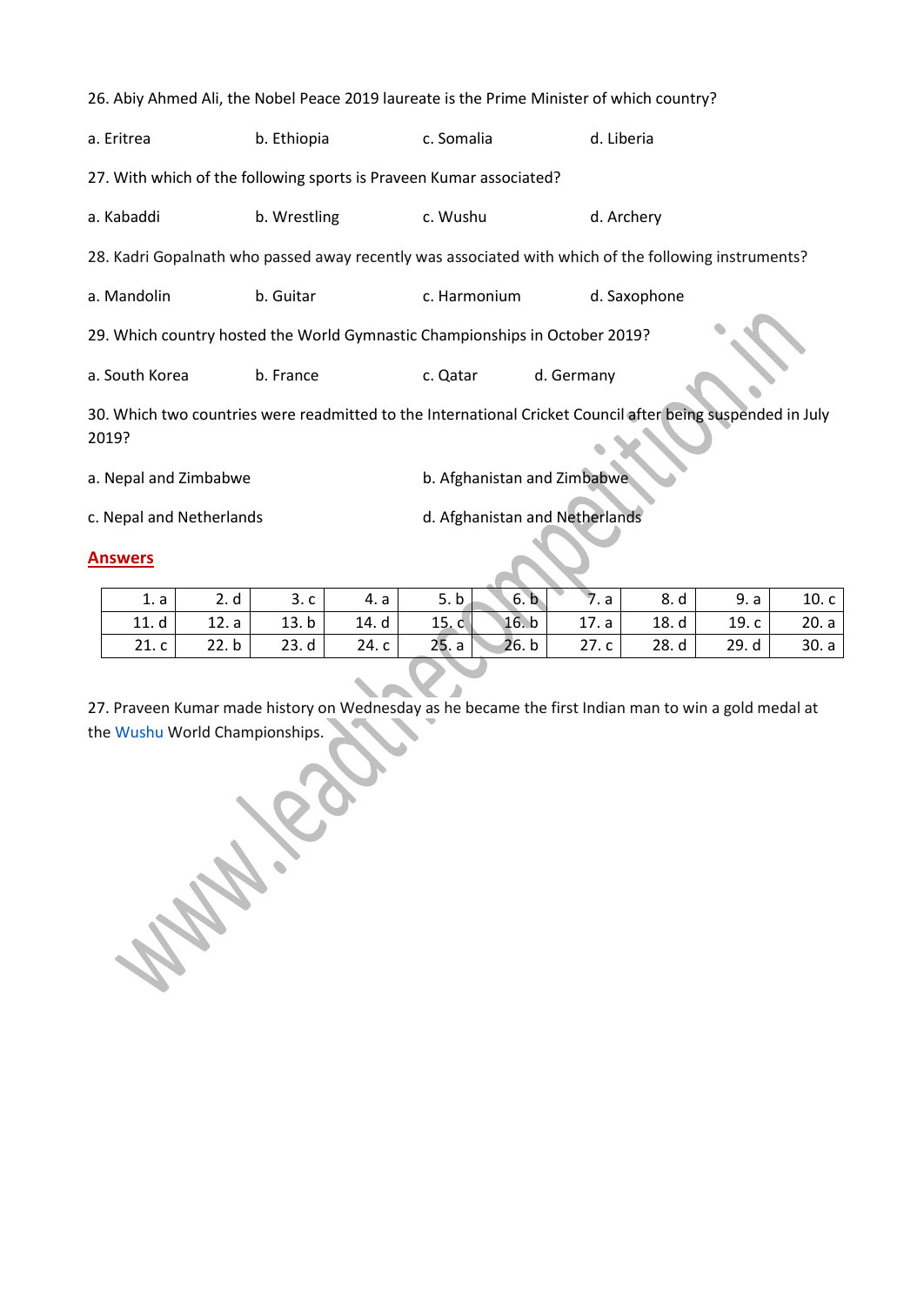26. Abiy Ahmed Ali, the Nobel Peace 2019 laureate is the Prime Minister of which country?

a. Eritrea b. Ethiopia c. Somalia d. Liberia

27. With which of the following sports is Praveen Kumar associated?

a. Kabaddi b. Wrestling c. Wushu d. Archery

28. Kadri Gopalnath who passed away recently was associated with which of the following instruments?

a. Mandolin b. Guitar c. Harmonium d. Saxophone

29. Which country hosted the World Gymnastic Championships in October 2019?

a. South Korea b. France c. Qatar d. Germany

30. Which two countries were readmitted to the International Cricket Council after being suspended in July 2019?

a. Nepal and Zimbabwe b. Afghanistan and Zimbabwe

c. Nepal and Netherlands d. Afghanistan and Netherlands

## Answers

| | | | | | | | | | |
|---|---|---|---|---|---|---|---|---|---|
| 1. a | 2. d | 3. c | 4. a | 5. b | 6. b | 7. a | 8. d | 9. a | 10. c |
| 11. d | 12. a | 13. b | 14. d | 15. c | 16. b | 17. a | 18. d | 19. c | 20. a |
| 21. c | 22. b | 23. d | 24. c | 25. a | 26. b | 27. c | 28. d | 29. d | 30. a |

27. Praveen Kumar made history on Wednesday as he became the first Indian man to win a gold medal at the Wushu World Championships.